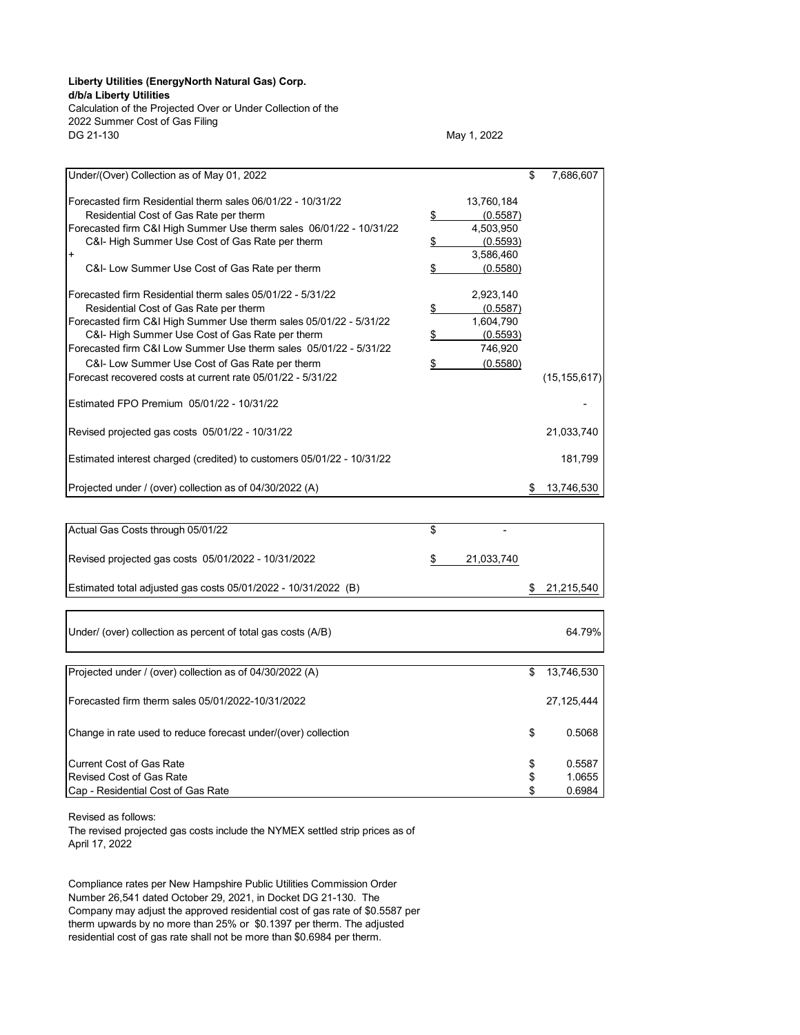**Liberty Utilities (EnergyNorth Natural Gas) Corp.**
**d/b/a Liberty Utilities**
Calculation of the Projected Over or Under Collection of the
2022 Summer Cost of Gas Filing
DG 21-130

May 1, 2022

| | | | | |
|---|---|---|---|---|
| Under/(Over) Collection as of May 01, 2022 | | | $ | 7,686,607 |
| Forecasted firm Residential therm sales 06/01/22 - 10/31/22 | | 13,760,184 | | |
| Residential Cost of Gas Rate per therm | $ | (0.5587) | | |
| Forecasted firm C&I High Summer Use therm sales 06/01/22 - 10/31/22 | | 4,503,950 | | |
| C&I- High Summer Use Cost of Gas Rate per therm | $ | (0.5593) | | |
| + | | 3,586,460 | | |
| C&I- Low Summer Use Cost of Gas Rate per therm | $ | (0.5580) | | |
| Forecasted firm Residential therm sales 05/01/22 - 5/31/22 | | 2,923,140 | | |
| Residential Cost of Gas Rate per therm | $ | (0.5587) | | |
| Forecasted firm C&I High Summer Use therm sales 05/01/22 - 5/31/22 | | 1,604,790 | | |
| C&I- High Summer Use Cost of Gas Rate per therm | $ | (0.5593) | | |
| Forecasted firm C&I Low Summer Use therm sales 05/01/22 - 5/31/22 | | 746,920 | | |
| C&I- Low Summer Use Cost of Gas Rate per therm | $ | (0.5580) | | |
| Forecast recovered costs at current rate 05/01/22 - 5/31/22 | | | | (15,155,617) |
| Estimated FPO Premium 05/01/22 - 10/31/22 | | | | - |
| Revised projected gas costs 05/01/22 - 10/31/22 | | | | 21,033,740 |
| Estimated interest charged (credited) to customers 05/01/22 - 10/31/22 | | | | 181,799 |
| Projected under / (over) collection as of 04/30/2022 (A) | | | $ | 13,746,530 |

| | | | | |
|---|---|---|---|---|
| Actual Gas Costs through 05/01/22 | $ | - | | |
| Revised projected gas costs 05/01/2022 - 10/31/2022 | $ | 21,033,740 | | |
| Estimated total adjusted gas costs 05/01/2022 - 10/31/2022 (B) | | | $ | 21,215,540 |

| | |
|---|---|
| Under/ (over) collection as percent of total gas costs (A/B) | 64.79% |

| | | |
|---|---|---|
| Projected under / (over) collection as of 04/30/2022 (A) | $ | 13,746,530 |
| Forecasted firm therm sales 05/01/2022-10/31/2022 | | 27,125,444 |
| Change in rate used to reduce forecast under/(over) collection | $ | 0.5068 |
| Current Cost of Gas Rate | $ | 0.5587 |
| Revised Cost of Gas Rate | $ | 1.0655 |
| Cap - Residential Cost of Gas Rate | $ | 0.6984 |

Revised as follows:
The revised projected gas costs include the NYMEX settled strip prices as of April 17, 2022

Compliance rates per New Hampshire Public Utilities Commission Order Number 26,541 dated October 29, 2021, in Docket DG 21-130. The Company may adjust the approved residential cost of gas rate of $0.5587 per therm upwards by no more than 25% or $0.1397 per therm. The adjusted residential cost of gas rate shall not be more than $0.6984 per therm.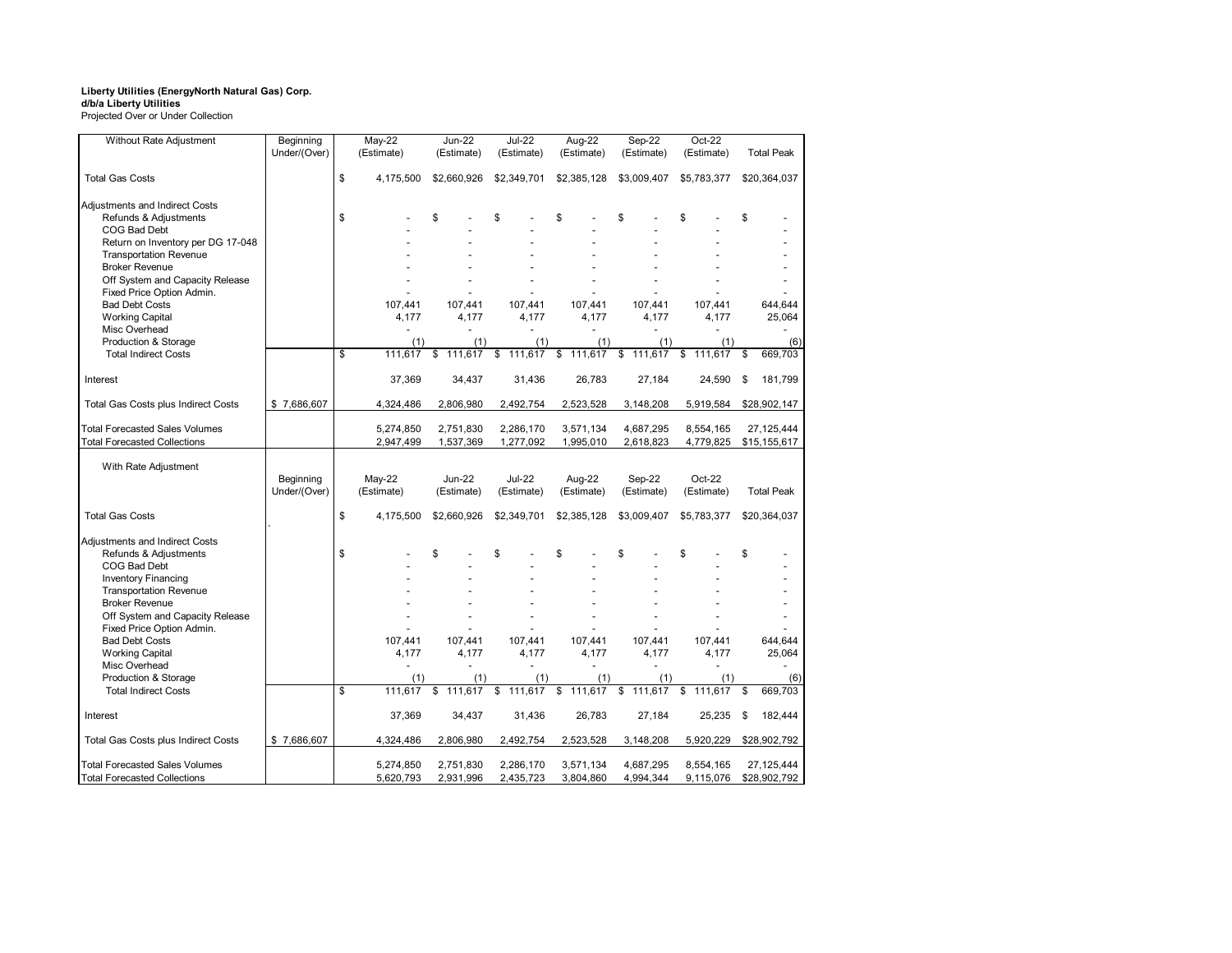**Liberty Utilities (EnergyNorth Natural Gas) Corp.**
**d/b/a Liberty Utilities**
Projected Over or Under Collection

| Without Rate Adjustment | Beginning Under/(Over) | May-22 (Estimate) | Jun-22 (Estimate) | Jul-22 (Estimate) | Aug-22 (Estimate) | Sep-22 (Estimate) | Oct-22 (Estimate) | Total Peak |
|---|---|---|---|---|---|---|---|---|
| Total Gas Costs | | $ 4,175,500 | $2,660,926 | $2,349,701 | $2,385,128 | $3,009,407 | $5,783,377 | $20,364,037 |
| Adjustments and Indirect Costs | | | | | | | | |
| Refunds & Adjustments | | $ - | $ - | $ - | $ - | $ - | $ - | $ - |
| COG Bad Debt | | - | - | - | - | - | - | - |
| Return on Inventory per DG 17-048 | | - | - | - | - | - | - | - |
| Transportation Revenue | | - | - | - | - | - | - | - |
| Broker Revenue | | - | - | - | - | - | - | - |
| Off System and Capacity Release | | - | - | - | - | - | - | - |
| Fixed Price Option Admin. | | - | - | - | - | - | - | - |
| Bad Debt Costs | | 107,441 | 107,441 | 107,441 | 107,441 | 107,441 | 107,441 | 644,644 |
| Working Capital | | 4,177 | 4,177 | 4,177 | 4,177 | 4,177 | 4,177 | 25,064 |
| Misc Overhead | | - | - | - | - | - | - | - |
| Production & Storage | | (1) | (1) | (1) | (1) | (1) | (1) | (6) |
| Total Indirect Costs | | $ 111,617 | $ 111,617 | $ 111,617 | $ 111,617 | $ 111,617 | $ 111,617 | $ 669,703 |
| Interest | | 37,369 | 34,437 | 31,436 | 26,783 | 27,184 | 24,590 | $ 181,799 |
| Total Gas Costs plus Indirect Costs | $ 7,686,607 | 4,324,486 | 2,806,980 | 2,492,754 | 2,523,528 | 3,148,208 | 5,919,584 | $28,902,147 |
| Total Forecasted Sales Volumes | | 5,274,850 | 2,751,830 | 2,286,170 | 3,571,134 | 4,687,295 | 8,554,165 | 27,125,444 |
| Total Forecasted Collections | | 2,947,499 | 1,537,369 | 1,277,092 | 1,995,010 | 2,618,823 | 4,779,825 | $15,155,617 |

| With Rate Adjustment | Beginning Under/(Over) | May-22 (Estimate) | Jun-22 (Estimate) | Jul-22 (Estimate) | Aug-22 (Estimate) | Sep-22 (Estimate) | Oct-22 (Estimate) | Total Peak |
|---|---|---|---|---|---|---|---|---|
| Total Gas Costs | | $ 4,175,500 | $2,660,926 | $2,349,701 | $2,385,128 | $3,009,407 | $5,783,377 | $20,364,037 |
| Adjustments and Indirect Costs | | | | | | | | |
| Refunds & Adjustments | | $ - | $ - | $ - | $ - | $ - | $ - | $ - |
| COG Bad Debt | | - | - | - | - | - | - | - |
| Inventory Financing | | - | - | - | - | - | - | - |
| Transportation Revenue | | - | - | - | - | - | - | - |
| Broker Revenue | | - | - | - | - | - | - | - |
| Off System and Capacity Release | | - | - | - | - | - | - | - |
| Fixed Price Option Admin. | | - | - | - | - | - | - | - |
| Bad Debt Costs | | 107,441 | 107,441 | 107,441 | 107,441 | 107,441 | 107,441 | 644,644 |
| Working Capital | | 4,177 | 4,177 | 4,177 | 4,177 | 4,177 | 4,177 | 25,064 |
| Misc Overhead | | - | - | - | - | - | - | - |
| Production & Storage | | (1) | (1) | (1) | (1) | (1) | (1) | (6) |
| Total Indirect Costs | | $ 111,617 | $ 111,617 | $ 111,617 | $ 111,617 | $ 111,617 | $ 111,617 | $ 669,703 |
| Interest | | 37,369 | 34,437 | 31,436 | 26,783 | 27,184 | 25,235 | $ 182,444 |
| Total Gas Costs plus Indirect Costs | $ 7,686,607 | 4,324,486 | 2,806,980 | 2,492,754 | 2,523,528 | 3,148,208 | 5,920,229 | $28,902,792 |
| Total Forecasted Sales Volumes | | 5,274,850 | 2,751,830 | 2,286,170 | 3,571,134 | 4,687,295 | 8,554,165 | 27,125,444 |
| Total Forecasted Collections | | 5,620,793 | 2,931,996 | 2,435,723 | 3,804,860 | 4,994,344 | 9,115,076 | $28,902,792 |